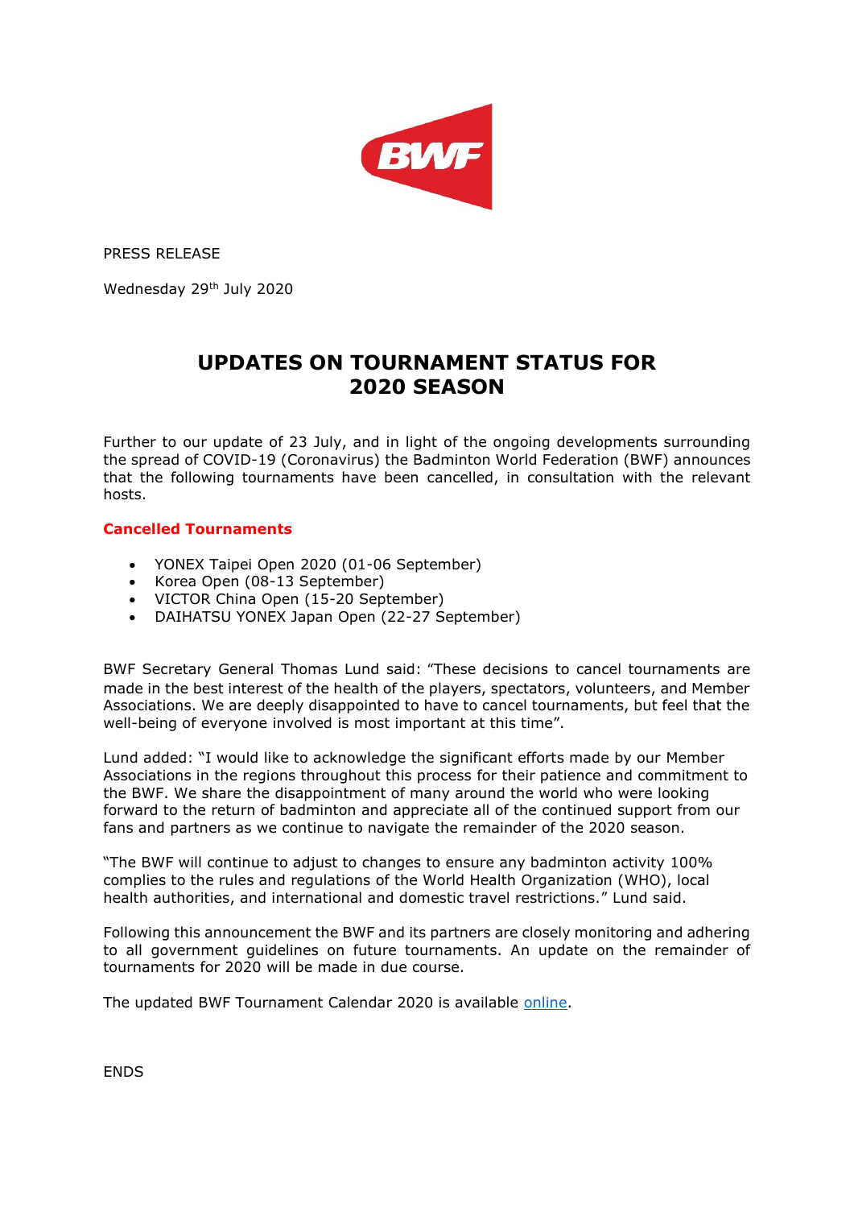PRESS RELEASE

Wednesday 29th July 2020

# UPDATES ON TOURNAMENT STATUS FOR 2020 SEASON

Further to our update of 23 July, and in light of the ongoing developments surrounding the spread of COVID-19 (Coronavirus) the Badminton World Federation (BWF) announces that the following tournaments have been cancelled, in consultation with the relevant hosts.

**Cancelled Tournaments**

- YONEX Taipei Open 2020 (01-06 September)
- Korea Open (08-13 September)
- VICTOR China Open (15-20 September)
- DAIHATSU YONEX Japan Open (22-27 September)

BWF Secretary General Thomas Lund said: "These decisions to cancel tournaments are made in the best interest of the health of the players, spectators, volunteers, and Member Associations. We are deeply disappointed to have to cancel tournaments, but feel that the well-being of everyone involved is most important at this time".

Lund added: "I would like to acknowledge the significant efforts made by our Member Associations in the regions throughout this process for their patience and commitment to the BWF. We share the disappointment of many around the world who were looking forward to the return of badminton and appreciate all of the continued support from our fans and partners as we continue to navigate the remainder of the 2020 season.

"The BWF will continue to adjust to changes to ensure any badminton activity 100% complies to the rules and regulations of the World Health Organization (WHO), local health authorities, and international and domestic travel restrictions." Lund said.

Following this announcement the BWF and its partners are closely monitoring and adhering to all government guidelines on future tournaments. An update on the remainder of tournaments for 2020 will be made in due course.

The updated BWF Tournament Calendar 2020 is available online.

ENDS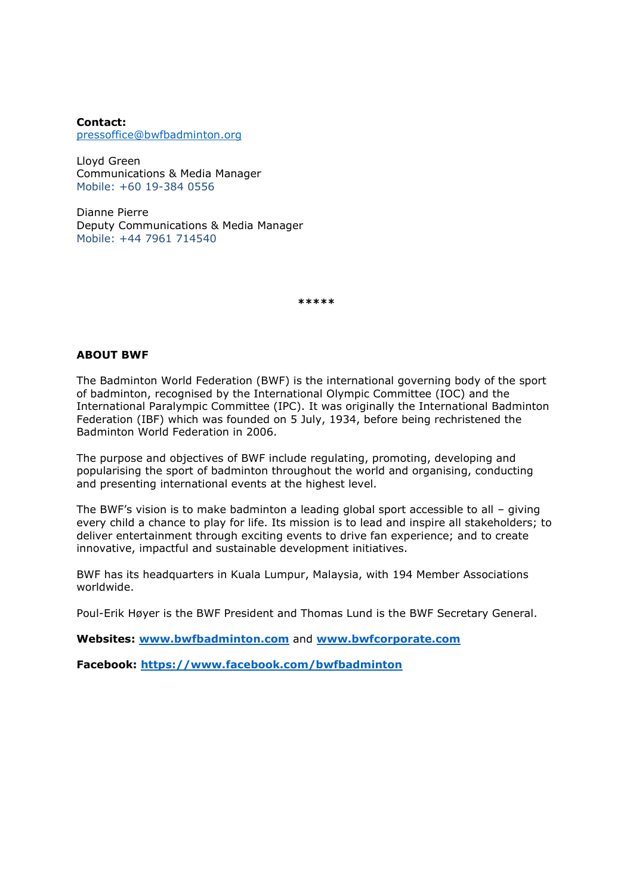**Contact:**
pressoffice@bwfbadminton.org

Lloyd Green
Communications & Media Manager
Mobile: +60 19-384 0556

Dianne Pierre
Deputy Communications & Media Manager
Mobile: +44 7961 714540

*****

**ABOUT BWF**

The Badminton World Federation (BWF) is the international governing body of the sport of badminton, recognised by the International Olympic Committee (IOC) and the International Paralympic Committee (IPC). It was originally the International Badminton Federation (IBF) which was founded on 5 July, 1934, before being rechristened the Badminton World Federation in 2006.

The purpose and objectives of BWF include regulating, promoting, developing and popularising the sport of badminton throughout the world and organising, conducting and presenting international events at the highest level.

The BWF's vision is to make badminton a leading global sport accessible to all – giving every child a chance to play for life. Its mission is to lead and inspire all stakeholders; to deliver entertainment through exciting events to drive fan experience; and to create innovative, impactful and sustainable development initiatives.

BWF has its headquarters in Kuala Lumpur, Malaysia, with 194 Member Associations worldwide.

Poul-Erik Høyer is the BWF President and Thomas Lund is the BWF Secretary General.

**Websites: www.bwfbadminton.com** and **www.bwfcorporate.com**

**Facebook: https://www.facebook.com/bwfbadminton**